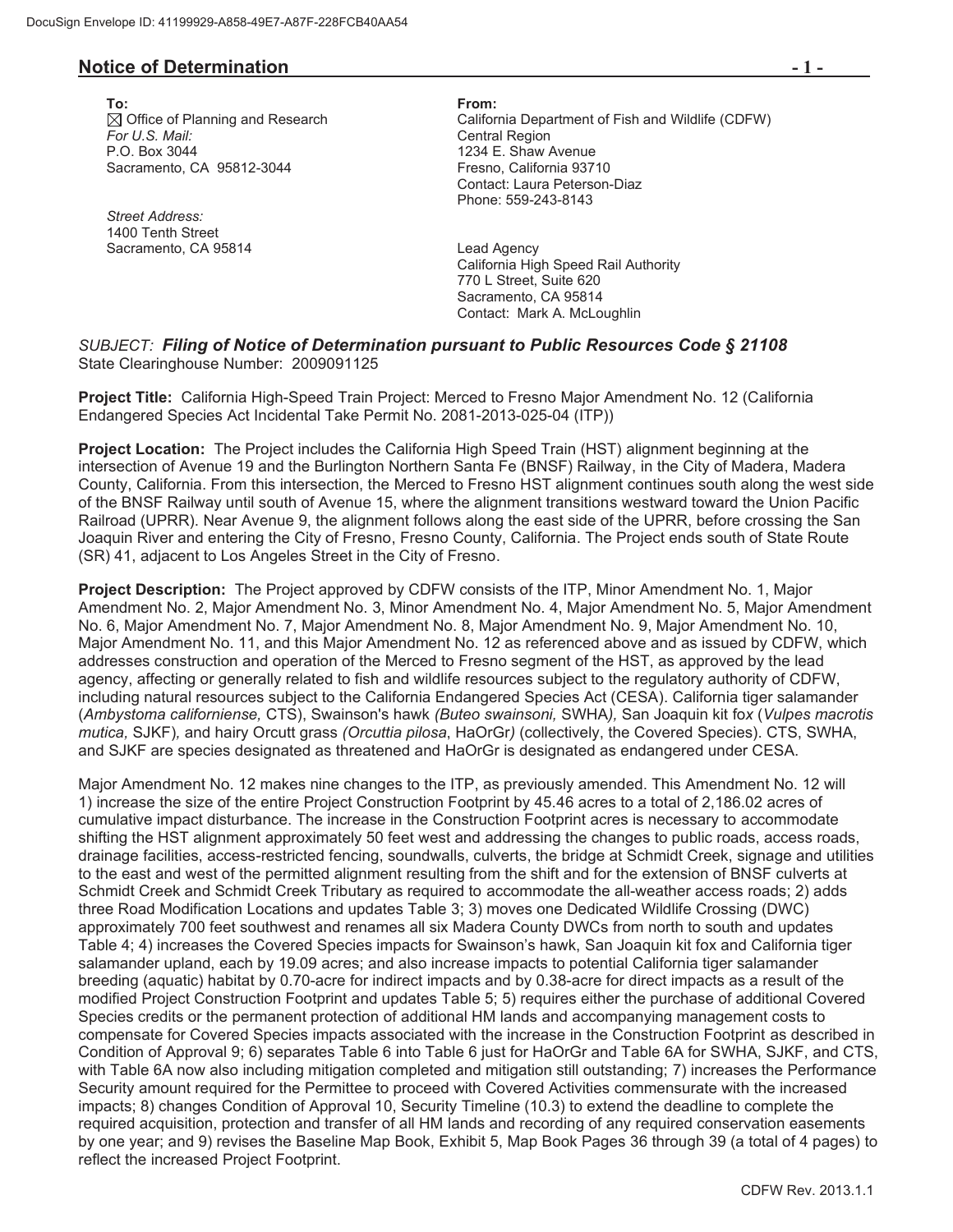DocuSign Envelope ID: 41199929-A858-49E7-A87F-228FCB40AA54

## Notice of Determination

**To:**
☒ Office of Planning and Research
*For U.S. Mail:*
P.O. Box 3044
Sacramento, CA 95812-3044

*Street Address:*
1400 Tenth Street
Sacramento, CA 95814

**From:**
California Department of Fish and Wildlife (CDFW)
Central Region
1234 E. Shaw Avenue
Fresno, California 93710
Contact: Laura Peterson-Diaz
Phone: 559-243-8143

Lead Agency
California High Speed Rail Authority
770 L Street, Suite 620
Sacramento, CA 95814
Contact: Mark A. McLoughlin

*SUBJECT:* ***Filing of Notice of Determination pursuant to Public Resources Code § 21108***
State Clearinghouse Number: 2009091125

**Project Title:** California High-Speed Train Project: Merced to Fresno Major Amendment No. 12 (California Endangered Species Act Incidental Take Permit No. 2081-2013-025-04 (ITP))

**Project Location:** The Project includes the California High Speed Train (HST) alignment beginning at the intersection of Avenue 19 and the Burlington Northern Santa Fe (BNSF) Railway, in the City of Madera, Madera County, California. From this intersection, the Merced to Fresno HST alignment continues south along the west side of the BNSF Railway until south of Avenue 15, where the alignment transitions westward toward the Union Pacific Railroad (UPRR). Near Avenue 9, the alignment follows along the east side of the UPRR, before crossing the San Joaquin River and entering the City of Fresno, Fresno County, California. The Project ends south of State Route (SR) 41, adjacent to Los Angeles Street in the City of Fresno.

**Project Description:** The Project approved by CDFW consists of the ITP, Minor Amendment No. 1, Major Amendment No. 2, Major Amendment No. 3, Minor Amendment No. 4, Major Amendment No. 5, Major Amendment No. 6, Major Amendment No. 7, Major Amendment No. 8, Major Amendment No. 9, Major Amendment No. 10, Major Amendment No. 11, and this Major Amendment No. 12 as referenced above and as issued by CDFW, which addresses construction and operation of the Merced to Fresno segment of the HST, as approved by the lead agency, affecting or generally related to fish and wildlife resources subject to the regulatory authority of CDFW, including natural resources subject to the California Endangered Species Act (CESA). California tiger salamander (*Ambystoma californiense,* CTS), Swainson's hawk *(Buteo swainsoni,* SWHA*),* San Joaquin kit fox (*Vulpes macrotis mutica,* SJKF)*,* and hairy Orcutt grass *(Orcuttia pilosa*, HaOrGr*)* (collectively, the Covered Species). CTS, SWHA, and SJKF are species designated as threatened and HaOrGr is designated as endangered under CESA.

Major Amendment No. 12 makes nine changes to the ITP, as previously amended. This Amendment No. 12 will 1) increase the size of the entire Project Construction Footprint by 45.46 acres to a total of 2,186.02 acres of cumulative impact disturbance. The increase in the Construction Footprint acres is necessary to accommodate shifting the HST alignment approximately 50 feet west and addressing the changes to public roads, access roads, drainage facilities, access-restricted fencing, soundwalls, culverts, the bridge at Schmidt Creek, signage and utilities to the east and west of the permitted alignment resulting from the shift and for the extension of BNSF culverts at Schmidt Creek and Schmidt Creek Tributary as required to accommodate the all-weather access roads; 2) adds three Road Modification Locations and updates Table 3; 3) moves one Dedicated Wildlife Crossing (DWC) approximately 700 feet southwest and renames all six Madera County DWCs from north to south and updates Table 4; 4) increases the Covered Species impacts for Swainson's hawk, San Joaquin kit fox and California tiger salamander upland, each by 19.09 acres; and also increase impacts to potential California tiger salamander breeding (aquatic) habitat by 0.70-acre for indirect impacts and by 0.38-acre for direct impacts as a result of the modified Project Construction Footprint and updates Table 5; 5) requires either the purchase of additional Covered Species credits or the permanent protection of additional HM lands and accompanying management costs to compensate for Covered Species impacts associated with the increase in the Construction Footprint as described in Condition of Approval 9; 6) separates Table 6 into Table 6 just for HaOrGr and Table 6A for SWHA, SJKF, and CTS, with Table 6A now also including mitigation completed and mitigation still outstanding; 7) increases the Performance Security amount required for the Permittee to proceed with Covered Activities commensurate with the increased impacts; 8) changes Condition of Approval 10, Security Timeline (10.3) to extend the deadline to complete the required acquisition, protection and transfer of all HM lands and recording of any required conservation easements by one year; and 9) revises the Baseline Map Book, Exhibit 5, Map Book Pages 36 through 39 (a total of 4 pages) to reflect the increased Project Footprint.

CDFW Rev. 2013.1.1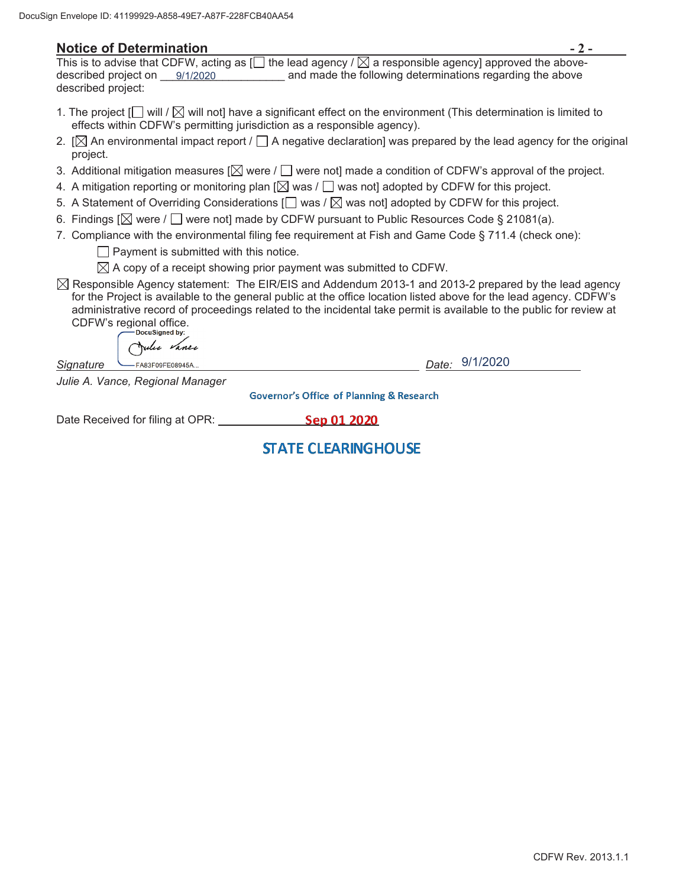## Notice of Determination

This is to advise that CDFW, acting as [☐ the lead agency / ☒ a responsible agency] approved the above-described project on 9/1/2020 and made the following determinations regarding the above described project:

1. The project [☐ will / ☒ will not] have a significant effect on the environment (This determination is limited to effects within CDFW's permitting jurisdiction as a responsible agency).
2. [☒ An environmental impact report / ☐ A negative declaration] was prepared by the lead agency for the original project.
3. Additional mitigation measures [☒ were / ☐ were not] made a condition of CDFW's approval of the project.
4. A mitigation reporting or monitoring plan [☒ was / ☐ was not] adopted by CDFW for this project.
5. A Statement of Overriding Considerations [☐ was / ☒ was not] adopted by CDFW for this project.
6. Findings [☒ were / ☐ were not] made by CDFW pursuant to Public Resources Code § 21081(a).
7. Compliance with the environmental filing fee requirement at Fish and Game Code § 711.4 (check one):
   - ☐ Payment is submitted with this notice.
   - ☒ A copy of a receipt showing prior payment was submitted to CDFW.

☒ Responsible Agency statement: The EIR/EIS and Addendum 2013-1 and 2013-2 prepared by the lead agency for the Project is available to the general public at the office location listed above for the lead agency. CDFW's administrative record of proceedings related to the incidental take permit is available to the public for review at CDFW's regional office.

*Signature* DocuSigned by: Julie Vance FA83F09FE08945A... *Date:* 9/1/2020

*Julie A. Vance, Regional Manager*

Governor's Office of Planning & Research

Date Received for filing at OPR: Sep 01 2020

STATE CLEARINGHOUSE

CDFW Rev. 2013.1.1